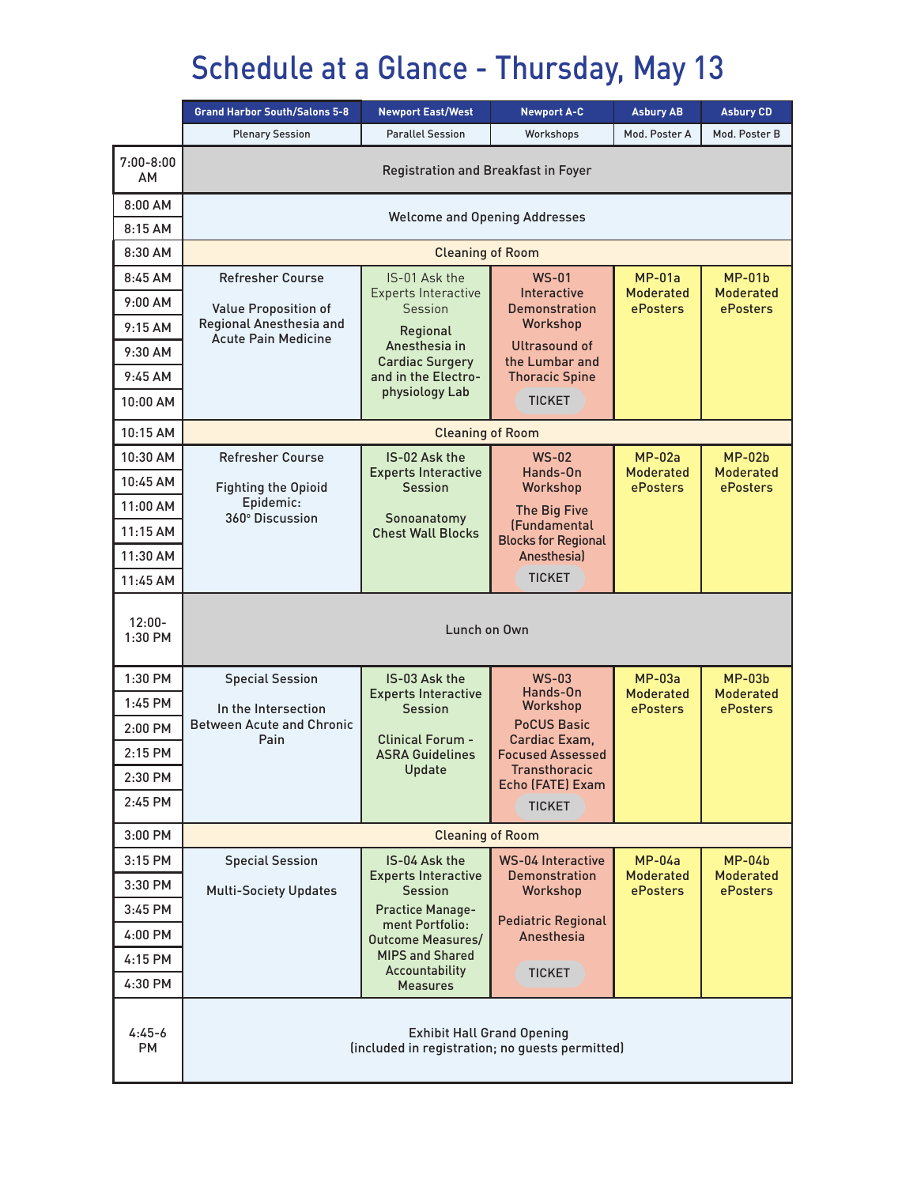# Schedule at a Glance - Thursday, May 13

| | Grand Harbor South/Salons 5-8 | Newport East/West | Newport A-C | Asbury AB | Asbury CD |
|---|---|---|---|---|---|
| | Plenary Session | Parallel Session | Workshops | Mod. Poster A | Mod. Poster B |
| 7:00-8:00 AM | Registration and Breakfast in Foyer | | | | |
| 8:00 AM – 8:15 AM | Welcome and Opening Addresses | | | | |
| 8:30 AM | Cleaning of Room | | | | |
| 8:45 AM – 10:00 AM | Refresher Course<br><br>Value Proposition of Regional Anesthesia and Acute Pain Medicine | IS-01 Ask the Experts Interactive Session<br><br>Regional Anesthesia in Cardiac Surgery and in the Electro-physiology Lab | WS-01 Interactive Demonstration Workshop<br><br>Ultrasound of the Lumbar and Thoracic Spine<br><br>TICKET | MP-01a Moderated ePosters | MP-01b Moderated ePosters |
| 10:15 AM | Cleaning of Room | | | | |
| 10:30 AM – 11:45 AM | Refresher Course<br><br>Fighting the Opioid Epidemic: 360° Discussion | IS-02 Ask the Experts Interactive Session<br><br>Sonoanatomy Chest Wall Blocks | WS-02 Hands-On Workshop<br><br>The Big Five (Fundamental Blocks for Regional Anesthesia)<br><br>TICKET | MP-02a Moderated ePosters | MP-02b Moderated ePosters |
| 12:00-1:30 PM | Lunch on Own | | | | |
| 1:30 PM – 2:45 PM | Special Session<br><br>In the Intersection Between Acute and Chronic Pain | IS-03 Ask the Experts Interactive Session<br><br>Clinical Forum - ASRA Guidelines Update | WS-03 Hands-On Workshop<br><br>PoCUS Basic Cardiac Exam, Focused Assessed Transthoracic Echo (FATE) Exam<br><br>TICKET | MP-03a Moderated ePosters | MP-03b Moderated ePosters |
| 3:00 PM | Cleaning of Room | | | | |
| 3:15 PM – 4:30 PM | Special Session<br><br>Multi-Society Updates | IS-04 Ask the Experts Interactive Session<br><br>Practice Manage-ment Portfolio: Outcome Measures/ MIPS and Shared Accountability Measures | WS-04 Interactive Demonstration Workshop<br><br>Pediatric Regional Anesthesia<br><br>TICKET | MP-04a Moderated ePosters | MP-04b Moderated ePosters |
| 4:45-6 PM | Exhibit Hall Grand Opening<br>(included in registration; no guests permitted) | | | | |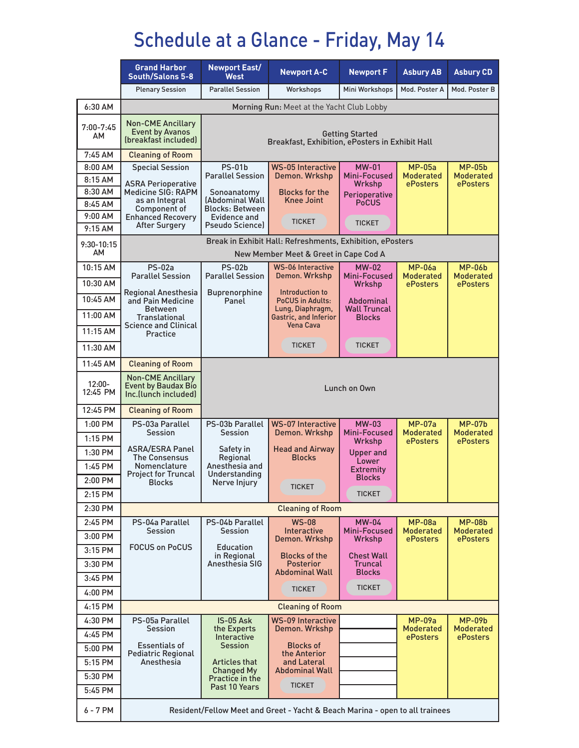# Schedule at a Glance - Friday, May 14

| Time | Grand Harbor South/Salons 5-8 | Newport East/ West | Newport A-C | Newport F | Asbury AB | Asbury CD |
|---|---|---|---|---|---|---|
| | Plenary Session | Parallel Session | Workshops | Mini Workshops | Mod. Poster A | Mod. Poster B |
| 6:30 AM | Morning Run: Meet at the Yacht Club Lobby | | | | | |
| 7:00-7:45 AM | Non-CME Ancillary Event by Avanos (breakfast included) | Getting Started Breakfast, Exhibition, ePosters in Exhibit Hall | | | | |
| 7:45 AM | Cleaning of Room | | | | | |
| 8:00 AM – 9:15 AM | Special Session<br>ASRA Perioperative Medicine SIG: RAPM as an Integral Component of Enhanced Recovery After Surgery | PS-01b Parallel Session<br>Sonoanatomy (Abdominal Wall Blocks: Between Evidence and Pseudo Science) | WS-05 Interactive Demon. Wrkshp<br>Blocks for the Knee Joint<br>TICKET | MW-01 Mini-Focused Wrkshp<br>Perioperative PoCUS<br>TICKET | MP-05a Moderated ePosters | MP-05b Moderated ePosters |
| 9:30-10:15 AM | Break in Exhibit Hall: Refreshments, Exhibition, ePosters<br>New Member Meet & Greet in Cape Cod A | | | | | |
| 10:15 AM – 11:30 AM | PS-02a Parallel Session<br>Regional Anesthesia and Pain Medicine Between Translational Science and Clinical Practice | PS-02b Parallel Session<br>Buprenorphine Panel | WS-06 Interactive Demon. Wrkshp<br>Introduction to PoCUS in Adults: Lung, Diaphragm, Gastric, and Inferior Vena Cava<br>TICKET | MW-02 Mini-Focused Wrkshp<br>Abdominal Wall Truncal Blocks<br>TICKET | MP-06a Moderated ePosters | MP-06b Moderated ePosters |
| 11:45 AM | Cleaning of Room | Lunch on Own | | | | |
| 12:00-12:45 PM | Non-CME Ancillary Event by Baudax Bio Inc.(lunch included) | | | | | |
| 12:45 PM | Cleaning of Room | | | | | |
| 1:00 PM – 2:15 PM | PS-03a Parallel Session<br>ASRA/ESRA Panel The Consensus Nomenclature Project for Truncal Blocks | PS-03b Parallel Session<br>Safety in Regional Anesthesia and Understanding Nerve Injury | WS-07 Interactive Demon. Wrkshp<br>Head and Airway Blocks<br>TICKET | MW-03 Mini-Focused Wrkshp<br>Upper and Lower Extremity Blocks<br>TICKET | MP-07a Moderated ePosters | MP-07b Moderated ePosters |
| 2:30 PM | Cleaning of Room | | | | | |
| 2:45 PM – 4:00 PM | PS-04a Parallel Session<br>FOCUS on PoCUS | PS-04b Parallel Session<br>Education in Regional Anesthesia SIG | WS-08 Interactive Demon. Wrkshp<br>Blocks of the Posterior Abdominal Wall<br>TICKET | MW-04 Mini-Focused Wrkshp<br>Chest Wall Truncal Blocks<br>TICKET | MP-08a Moderated ePosters | MP-08b Moderated ePosters |
| 4:15 PM | Cleaning of Room | | | | | |
| 4:30 PM – 5:45 PM | PS-05a Parallel Session<br>Essentials of Pediatric Regional Anesthesia | IS-05 Ask the Experts Interactive Session<br>Articles that Changed My Practice in the Past 10 Years | WS-09 Interactive Demon. Wrkshp<br>Blocks of the Anterior and Lateral Abdominal Wall<br>TICKET | | MP-09a Moderated ePosters | MP-09b Moderated ePosters |
| 6 - 7 PM | Resident/Fellow Meet and Greet - Yacht & Beach Marina - open to all trainees | | | | | |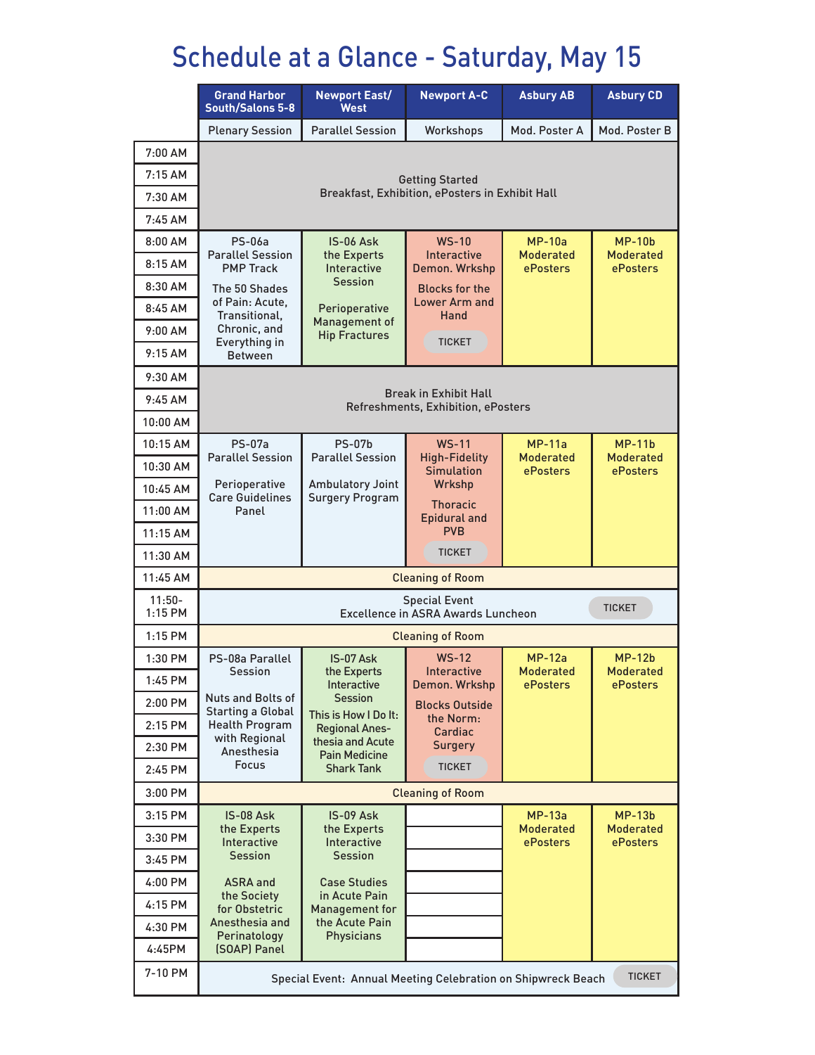# Schedule at a Glance - Saturday, May 15

| | Grand Harbor South/Salons 5-8 | Newport East/ West | Newport A-C | Asbury AB | Asbury CD |
|---|---|---|---|---|---|
| | Plenary Session | Parallel Session | Workshops | Mod. Poster A | Mod. Poster B |
| 7:00 AM – 7:45 AM | Getting Started Breakfast, Exhibition, ePosters in Exhibit Hall | | | | |
| 8:00 AM – 9:15 AM | PS-06a Parallel Session PMP Track The 50 Shades of Pain: Acute, Transitional, Chronic, and Everything in Between | IS-06 Ask the Experts Interactive Session Perioperative Management of Hip Fractures | WS-10 Interactive Demon. Wrkshp Blocks for the Lower Arm and Hand TICKET | MP-10a Moderated ePosters | MP-10b Moderated ePosters |
| 9:30 AM – 10:00 AM | Break in Exhibit Hall Refreshments, Exhibition, ePosters | | | | |
| 10:15 AM – 11:30 AM | PS-07a Parallel Session Perioperative Care Guidelines Panel | PS-07b Parallel Session Ambulatory Joint Surgery Program | WS-11 High-Fidelity Simulation Wrkshp Thoracic Epidural and PVB TICKET | MP-11a Moderated ePosters | MP-11b Moderated ePosters |
| 11:45 AM | Cleaning of Room | | | | |
| 11:50-1:15 PM | Special Event Excellence in ASRA Awards Luncheon TICKET | | | | |
| 1:15 PM | Cleaning of Room | | | | |
| 1:30 PM – 2:45 PM | PS-08a Parallel Session Nuts and Bolts of Starting a Global Health Program with Regional Anesthesia Focus | IS-07 Ask the Experts Interactive Session This is How I Do It: Regional Anes-thesia and Acute Pain Medicine Shark Tank | WS-12 Interactive Demon. Wrkshp Blocks Outside the Norm: Cardiac Surgery TICKET | MP-12a Moderated ePosters | MP-12b Moderated ePosters |
| 3:00 PM | Cleaning of Room | | | | |
| 3:15 PM – 4:45PM | IS-08 Ask the Experts Interactive Session ASRA and the Society for Obstetric Anesthesia and Perinatology (SOAP) Panel | IS-09 Ask the Experts Interactive Session Case Studies in Acute Pain Management for the Acute Pain Physicians | | MP-13a Moderated ePosters | MP-13b Moderated ePosters |
| 7-10 PM | Special Event: Annual Meeting Celebration on Shipwreck Beach TICKET | | | | |